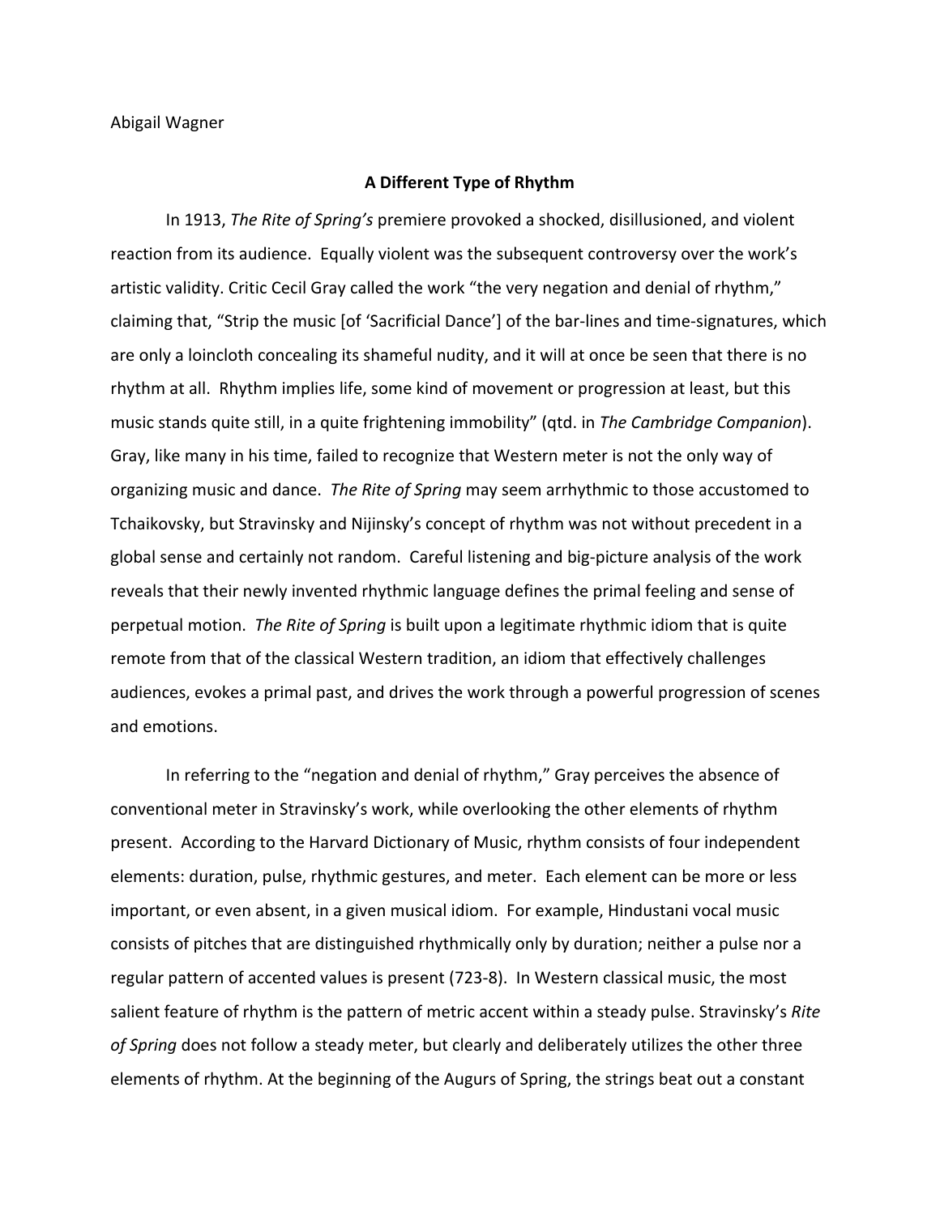Abigail Wagner

# A Different Type of Rhythm

In 1913, *The Rite of Spring's* premiere provoked a shocked, disillusioned, and violent reaction from its audience. Equally violent was the subsequent controversy over the work's artistic validity. Critic Cecil Gray called the work "the very negation and denial of rhythm," claiming that, "Strip the music [of 'Sacrificial Dance'] of the bar-lines and time-signatures, which are only a loincloth concealing its shameful nudity, and it will at once be seen that there is no rhythm at all. Rhythm implies life, some kind of movement or progression at least, but this music stands quite still, in a quite frightening immobility" (qtd. in *The Cambridge Companion*). Gray, like many in his time, failed to recognize that Western meter is not the only way of organizing music and dance. *The Rite of Spring* may seem arrhythmic to those accustomed to Tchaikovsky, but Stravinsky and Nijinsky's concept of rhythm was not without precedent in a global sense and certainly not random. Careful listening and big-picture analysis of the work reveals that their newly invented rhythmic language defines the primal feeling and sense of perpetual motion. *The Rite of Spring* is built upon a legitimate rhythmic idiom that is quite remote from that of the classical Western tradition, an idiom that effectively challenges audiences, evokes a primal past, and drives the work through a powerful progression of scenes and emotions.

In referring to the "negation and denial of rhythm," Gray perceives the absence of conventional meter in Stravinsky's work, while overlooking the other elements of rhythm present. According to the Harvard Dictionary of Music, rhythm consists of four independent elements: duration, pulse, rhythmic gestures, and meter. Each element can be more or less important, or even absent, in a given musical idiom. For example, Hindustani vocal music consists of pitches that are distinguished rhythmically only by duration; neither a pulse nor a regular pattern of accented values is present (723-8). In Western classical music, the most salient feature of rhythm is the pattern of metric accent within a steady pulse. Stravinsky's *Rite of Spring* does not follow a steady meter, but clearly and deliberately utilizes the other three elements of rhythm. At the beginning of the Augurs of Spring, the strings beat out a constant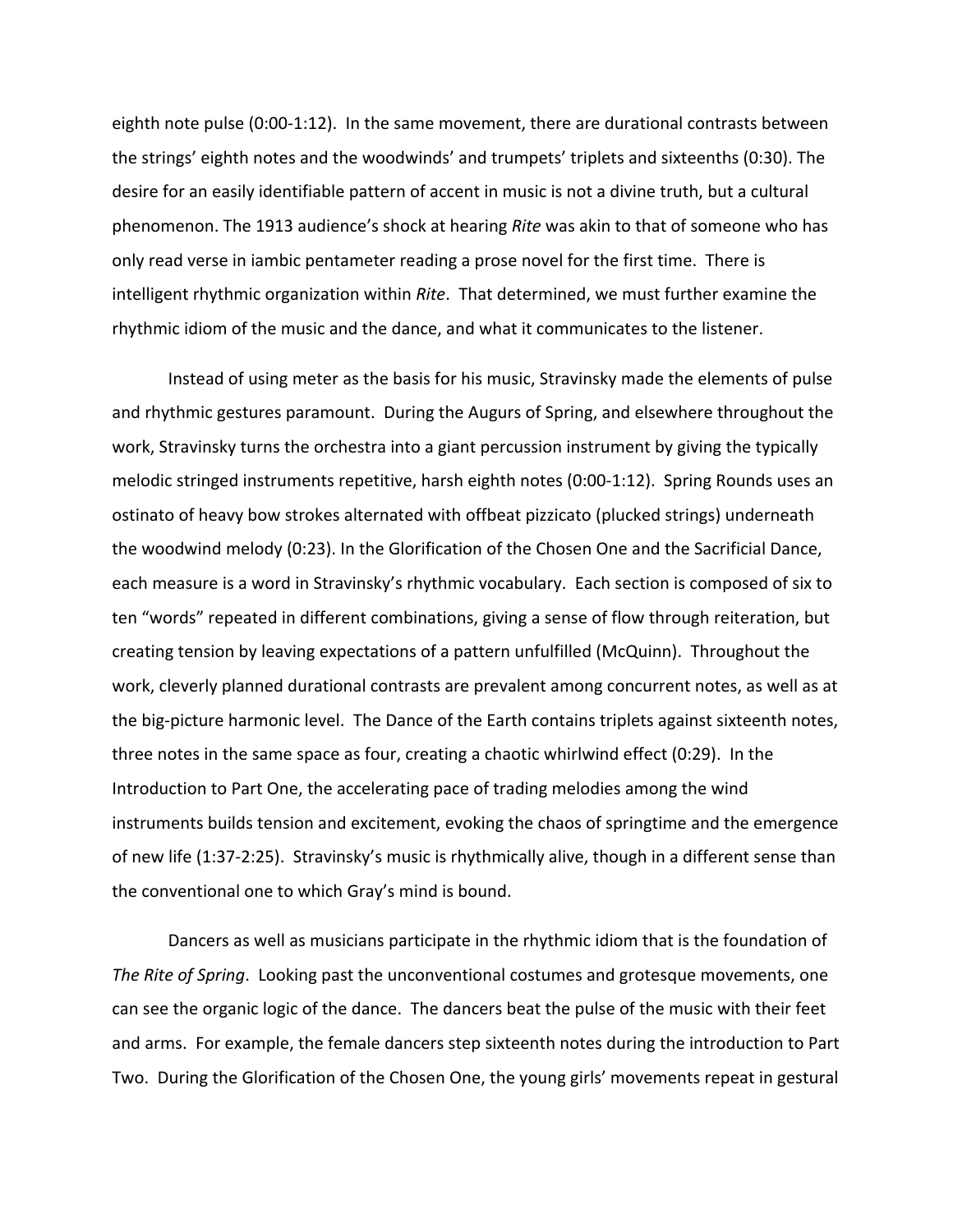eighth note pulse (0:00-1:12). In the same movement, there are durational contrasts between the strings' eighth notes and the woodwinds' and trumpets' triplets and sixteenths (0:30). The desire for an easily identifiable pattern of accent in music is not a divine truth, but a cultural phenomenon. The 1913 audience's shock at hearing *Rite* was akin to that of someone who has only read verse in iambic pentameter reading a prose novel for the first time. There is intelligent rhythmic organization within *Rite*. That determined, we must further examine the rhythmic idiom of the music and the dance, and what it communicates to the listener.

Instead of using meter as the basis for his music, Stravinsky made the elements of pulse and rhythmic gestures paramount. During the Augurs of Spring, and elsewhere throughout the work, Stravinsky turns the orchestra into a giant percussion instrument by giving the typically melodic stringed instruments repetitive, harsh eighth notes (0:00-1:12). Spring Rounds uses an ostinato of heavy bow strokes alternated with offbeat pizzicato (plucked strings) underneath the woodwind melody (0:23). In the Glorification of the Chosen One and the Sacrificial Dance, each measure is a word in Stravinsky's rhythmic vocabulary. Each section is composed of six to ten "words" repeated in different combinations, giving a sense of flow through reiteration, but creating tension by leaving expectations of a pattern unfulfilled (McQuinn). Throughout the work, cleverly planned durational contrasts are prevalent among concurrent notes, as well as at the big-picture harmonic level. The Dance of the Earth contains triplets against sixteenth notes, three notes in the same space as four, creating a chaotic whirlwind effect (0:29). In the Introduction to Part One, the accelerating pace of trading melodies among the wind instruments builds tension and excitement, evoking the chaos of springtime and the emergence of new life (1:37-2:25). Stravinsky's music is rhythmically alive, though in a different sense than the conventional one to which Gray's mind is bound.

Dancers as well as musicians participate in the rhythmic idiom that is the foundation of *The Rite of Spring*. Looking past the unconventional costumes and grotesque movements, one can see the organic logic of the dance. The dancers beat the pulse of the music with their feet and arms. For example, the female dancers step sixteenth notes during the introduction to Part Two. During the Glorification of the Chosen One, the young girls' movements repeat in gestural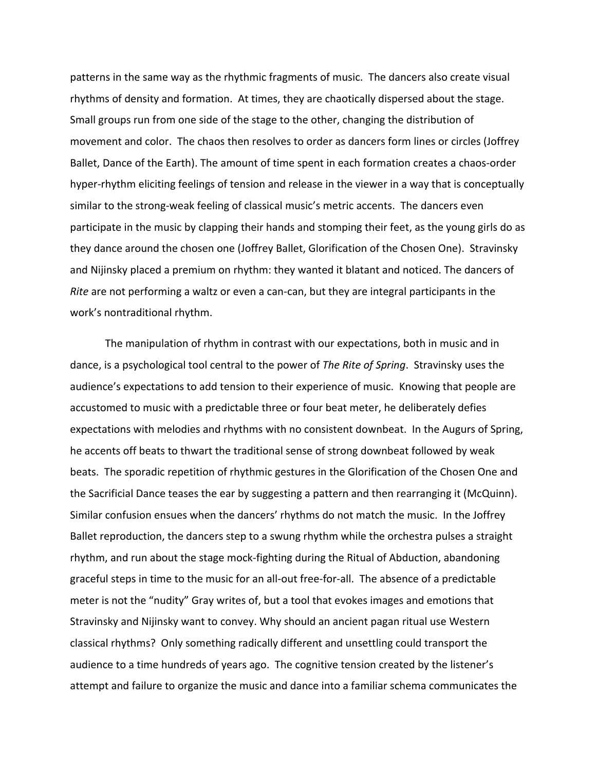patterns in the same way as the rhythmic fragments of music. The dancers also create visual rhythms of density and formation. At times, they are chaotically dispersed about the stage. Small groups run from one side of the stage to the other, changing the distribution of movement and color. The chaos then resolves to order as dancers form lines or circles (Joffrey Ballet, Dance of the Earth). The amount of time spent in each formation creates a chaos-order hyper-rhythm eliciting feelings of tension and release in the viewer in a way that is conceptually similar to the strong-weak feeling of classical music's metric accents. The dancers even participate in the music by clapping their hands and stomping their feet, as the young girls do as they dance around the chosen one (Joffrey Ballet, Glorification of the Chosen One). Stravinsky and Nijinsky placed a premium on rhythm: they wanted it blatant and noticed. The dancers of *Rite* are not performing a waltz or even a can-can, but they are integral participants in the work's nontraditional rhythm.

The manipulation of rhythm in contrast with our expectations, both in music and in dance, is a psychological tool central to the power of *The Rite of Spring*. Stravinsky uses the audience's expectations to add tension to their experience of music. Knowing that people are accustomed to music with a predictable three or four beat meter, he deliberately defies expectations with melodies and rhythms with no consistent downbeat. In the Augurs of Spring, he accents off beats to thwart the traditional sense of strong downbeat followed by weak beats. The sporadic repetition of rhythmic gestures in the Glorification of the Chosen One and the Sacrificial Dance teases the ear by suggesting a pattern and then rearranging it (McQuinn). Similar confusion ensues when the dancers' rhythms do not match the music. In the Joffrey Ballet reproduction, the dancers step to a swung rhythm while the orchestra pulses a straight rhythm, and run about the stage mock-fighting during the Ritual of Abduction, abandoning graceful steps in time to the music for an all-out free-for-all. The absence of a predictable meter is not the "nudity" Gray writes of, but a tool that evokes images and emotions that Stravinsky and Nijinsky want to convey. Why should an ancient pagan ritual use Western classical rhythms? Only something radically different and unsettling could transport the audience to a time hundreds of years ago. The cognitive tension created by the listener's attempt and failure to organize the music and dance into a familiar schema communicates the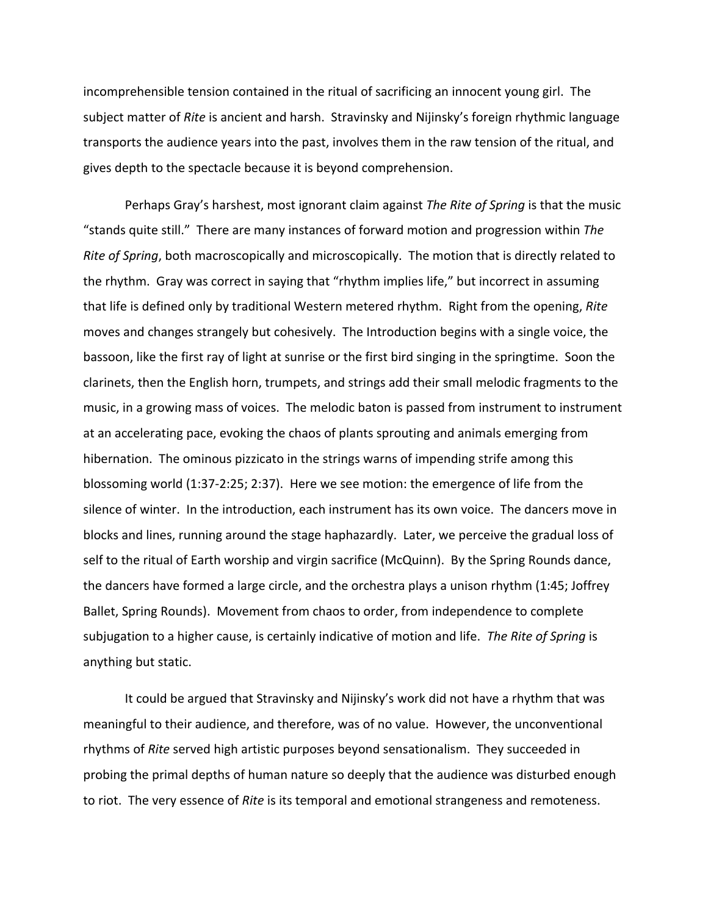incomprehensible tension contained in the ritual of sacrificing an innocent young girl. The subject matter of *Rite* is ancient and harsh. Stravinsky and Nijinsky's foreign rhythmic language transports the audience years into the past, involves them in the raw tension of the ritual, and gives depth to the spectacle because it is beyond comprehension.

Perhaps Gray's harshest, most ignorant claim against *The Rite of Spring* is that the music "stands quite still." There are many instances of forward motion and progression within *The Rite of Spring*, both macroscopically and microscopically. The motion that is directly related to the rhythm. Gray was correct in saying that "rhythm implies life," but incorrect in assuming that life is defined only by traditional Western metered rhythm. Right from the opening, *Rite* moves and changes strangely but cohesively. The Introduction begins with a single voice, the bassoon, like the first ray of light at sunrise or the first bird singing in the springtime. Soon the clarinets, then the English horn, trumpets, and strings add their small melodic fragments to the music, in a growing mass of voices. The melodic baton is passed from instrument to instrument at an accelerating pace, evoking the chaos of plants sprouting and animals emerging from hibernation. The ominous pizzicato in the strings warns of impending strife among this blossoming world (1:37-2:25; 2:37). Here we see motion: the emergence of life from the silence of winter. In the introduction, each instrument has its own voice. The dancers move in blocks and lines, running around the stage haphazardly. Later, we perceive the gradual loss of self to the ritual of Earth worship and virgin sacrifice (McQuinn). By the Spring Rounds dance, the dancers have formed a large circle, and the orchestra plays a unison rhythm (1:45; Joffrey Ballet, Spring Rounds). Movement from chaos to order, from independence to complete subjugation to a higher cause, is certainly indicative of motion and life. *The Rite of Spring* is anything but static.

It could be argued that Stravinsky and Nijinsky's work did not have a rhythm that was meaningful to their audience, and therefore, was of no value. However, the unconventional rhythms of *Rite* served high artistic purposes beyond sensationalism. They succeeded in probing the primal depths of human nature so deeply that the audience was disturbed enough to riot. The very essence of *Rite* is its temporal and emotional strangeness and remoteness.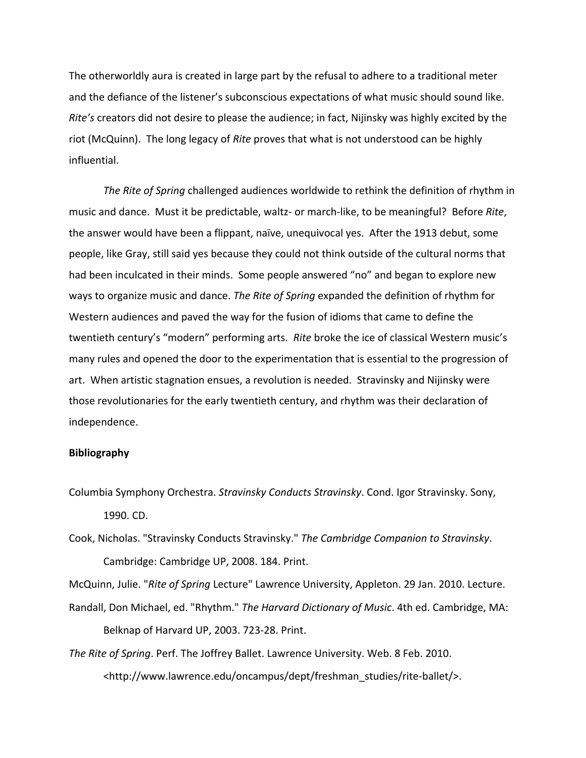The otherworldly aura is created in large part by the refusal to adhere to a traditional meter and the defiance of the listener's subconscious expectations of what music should sound like. *Rite's* creators did not desire to please the audience; in fact, Nijinsky was highly excited by the riot (McQuinn). The long legacy of *Rite* proves that what is not understood can be highly influential.

*The Rite of Spring* challenged audiences worldwide to rethink the definition of rhythm in music and dance. Must it be predictable, waltz- or march-like, to be meaningful? Before *Rite*, the answer would have been a flippant, naïve, unequivocal yes. After the 1913 debut, some people, like Gray, still said yes because they could not think outside of the cultural norms that had been inculcated in their minds. Some people answered "no" and began to explore new ways to organize music and dance. *The Rite of Spring* expanded the definition of rhythm for Western audiences and paved the way for the fusion of idioms that came to define the twentieth century's "modern" performing arts. *Rite* broke the ice of classical Western music's many rules and opened the door to the experimentation that is essential to the progression of art. When artistic stagnation ensues, a revolution is needed. Stravinsky and Nijinsky were those revolutionaries for the early twentieth century, and rhythm was their declaration of independence.

**Bibliography**

Columbia Symphony Orchestra. *Stravinsky Conducts Stravinsky*. Cond. Igor Stravinsky. Sony, 1990. CD.

Cook, Nicholas. "Stravinsky Conducts Stravinsky." *The Cambridge Companion to Stravinsky*. Cambridge: Cambridge UP, 2008. 184. Print.

McQuinn, Julie. "*Rite of Spring* Lecture" Lawrence University, Appleton. 29 Jan. 2010. Lecture.

Randall, Don Michael, ed. "Rhythm." *The Harvard Dictionary of Music*. 4th ed. Cambridge, MA: Belknap of Harvard UP, 2003. 723-28. Print.

*The Rite of Spring*. Perf. The Joffrey Ballet. Lawrence University. Web. 8 Feb. 2010. <http://www.lawrence.edu/oncampus/dept/freshman_studies/rite-ballet/>.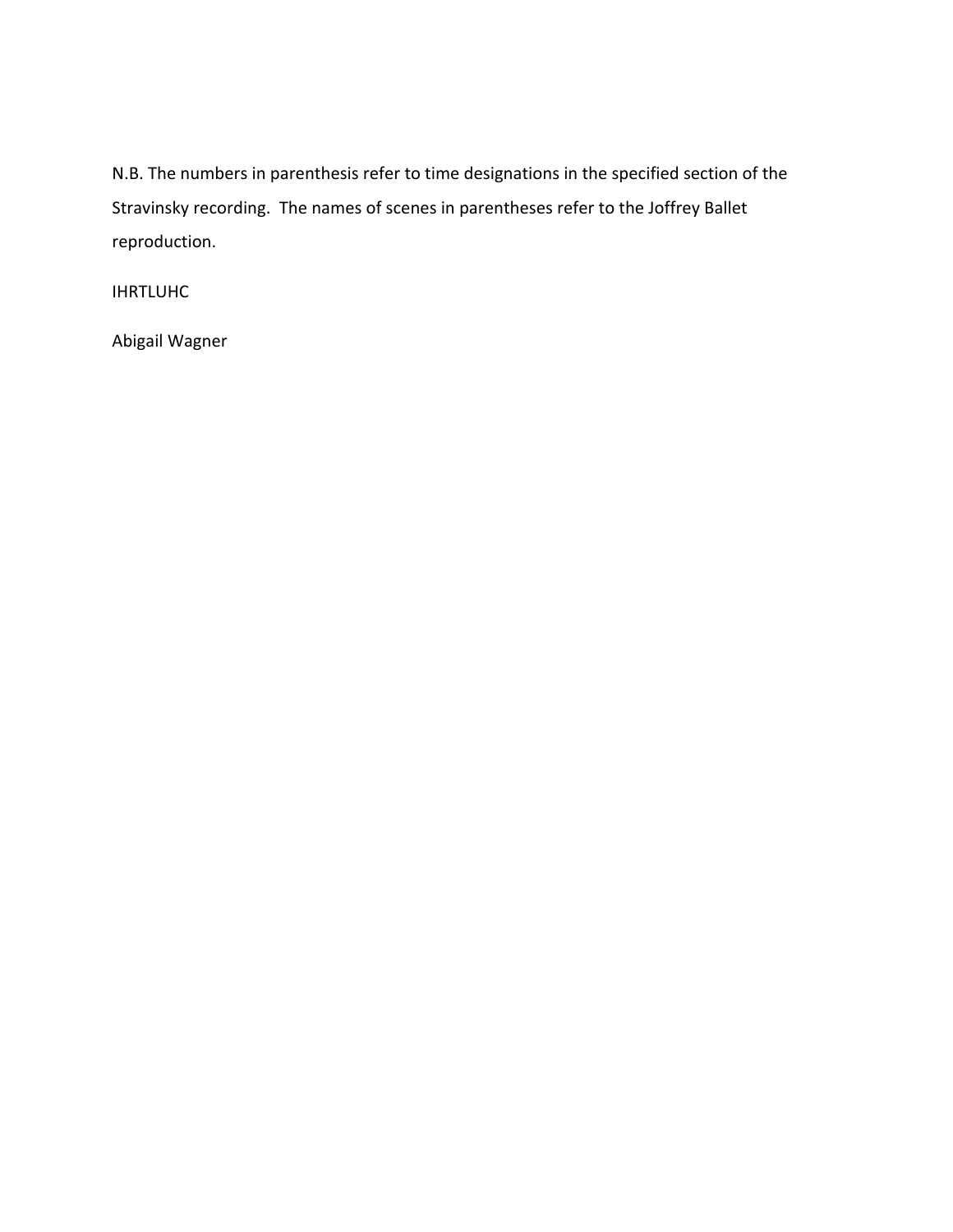N.B. The numbers in parenthesis refer to time designations in the specified section of the Stravinsky recording. The names of scenes in parentheses refer to the Joffrey Ballet reproduction.

IHRTLUHC

Abigail Wagner